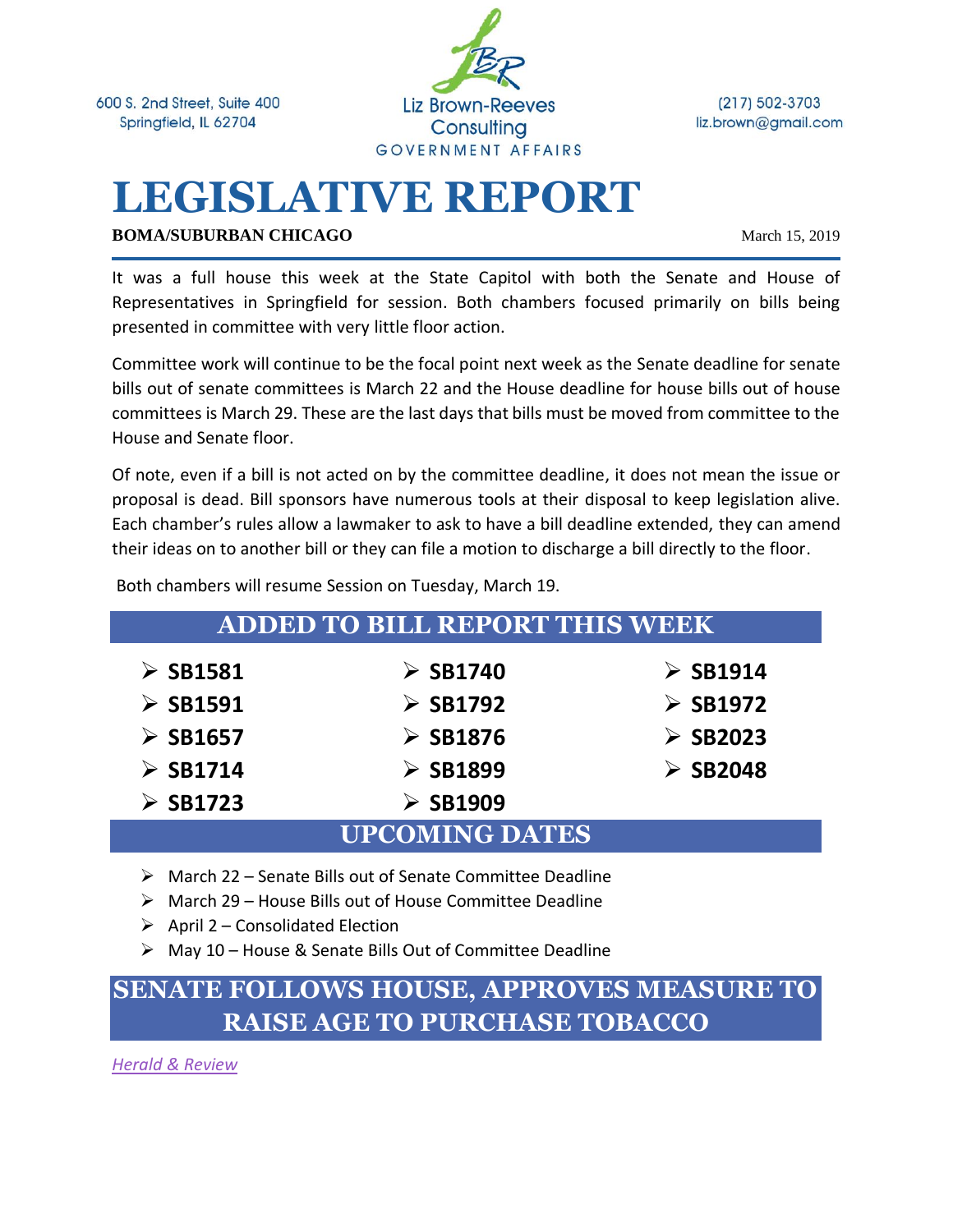600 S. 2nd Street, Suite 400
Springfield, IL 62704

Liz Brown-Reeves Consulting
GOVERNMENT AFFAIRS

(217) 502-3703
liz.brown@gmail.com

# LEGISLATIVE REPORT

**BOMA/SUBURBAN CHICAGO**

March 15, 2019

It was a full house this week at the State Capitol with both the Senate and House of Representatives in Springfield for session. Both chambers focused primarily on bills being presented in committee with very little floor action.

Committee work will continue to be the focal point next week as the Senate deadline for senate bills out of senate committees is March 22 and the House deadline for house bills out of house committees is March 29. These are the last days that bills must be moved from committee to the House and Senate floor.

Of note, even if a bill is not acted on by the committee deadline, it does not mean the issue or proposal is dead. Bill sponsors have numerous tools at their disposal to keep legislation alive. Each chamber's rules allow a lawmaker to ask to have a bill deadline extended, they can amend their ideas on to another bill or they can file a motion to discharge a bill directly to the floor.

Both chambers will resume Session on Tuesday, March 19.

## ADDED TO BILL REPORT THIS WEEK

- **SB1581**
- **SB1591**
- **SB1657**
- **SB1714**
- **SB1723**
- **SB1740**
- **SB1792**
- **SB1876**
- **SB1899**
- **SB1909**
- **SB1914**
- **SB1972**
- **SB2023**
- **SB2048**

## UPCOMING DATES

- March 22 – Senate Bills out of Senate Committee Deadline
- March 29 – House Bills out of House Committee Deadline
- April 2 – Consolidated Election
- May 10 – House & Senate Bills Out of Committee Deadline

## SENATE FOLLOWS HOUSE, APPROVES MEASURE TO RAISE AGE TO PURCHASE TOBACCO

*Herald & Review*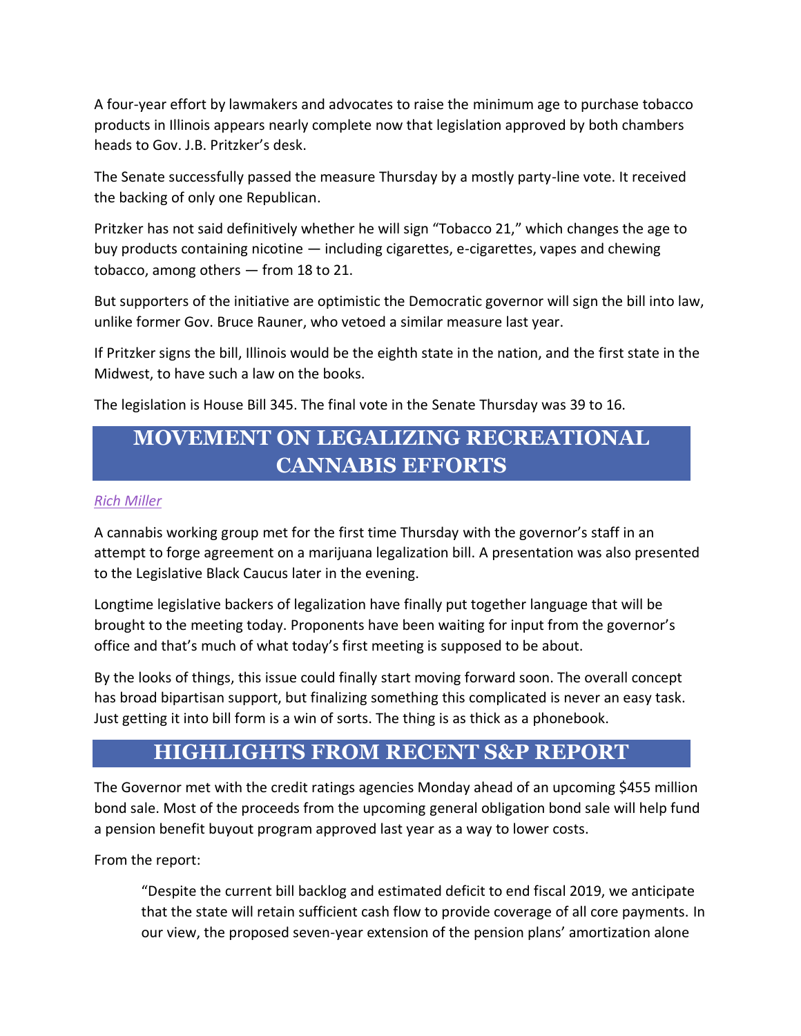A four-year effort by lawmakers and advocates to raise the minimum age to purchase tobacco products in Illinois appears nearly complete now that legislation approved by both chambers heads to Gov. J.B. Pritzker's desk.

The Senate successfully passed the measure Thursday by a mostly party-line vote. It received the backing of only one Republican.

Pritzker has not said definitively whether he will sign "Tobacco 21," which changes the age to buy products containing nicotine — including cigarettes, e-cigarettes, vapes and chewing tobacco, among others — from 18 to 21.

But supporters of the initiative are optimistic the Democratic governor will sign the bill into law, unlike former Gov. Bruce Rauner, who vetoed a similar measure last year.

If Pritzker signs the bill, Illinois would be the eighth state in the nation, and the first state in the Midwest, to have such a law on the books.

The legislation is House Bill 345. The final vote in the Senate Thursday was 39 to 16.

## MOVEMENT ON LEGALIZING RECREATIONAL CANNABIS EFFORTS

*Rich Miller*

A cannabis working group met for the first time Thursday with the governor's staff in an attempt to forge agreement on a marijuana legalization bill. A presentation was also presented to the Legislative Black Caucus later in the evening.

Longtime legislative backers of legalization have finally put together language that will be brought to the meeting today. Proponents have been waiting for input from the governor's office and that's much of what today's first meeting is supposed to be about.

By the looks of things, this issue could finally start moving forward soon. The overall concept has broad bipartisan support, but finalizing something this complicated is never an easy task. Just getting it into bill form is a win of sorts. The thing is as thick as a phonebook.

## HIGHLIGHTS FROM RECENT S&P REPORT

The Governor met with the credit ratings agencies Monday ahead of an upcoming $455 million bond sale. Most of the proceeds from the upcoming general obligation bond sale will help fund a pension benefit buyout program approved last year as a way to lower costs.

From the report:

> "Despite the current bill backlog and estimated deficit to end fiscal 2019, we anticipate that the state will retain sufficient cash flow to provide coverage of all core payments. In our view, the proposed seven-year extension of the pension plans' amortization alone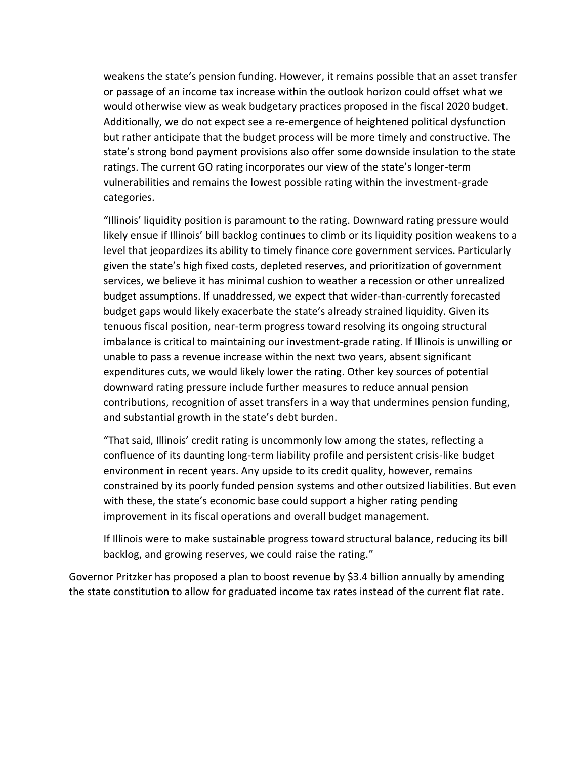weakens the state's pension funding. However, it remains possible that an asset transfer or passage of an income tax increase within the outlook horizon could offset what we would otherwise view as weak budgetary practices proposed in the fiscal 2020 budget. Additionally, we do not expect see a re-emergence of heightened political dysfunction but rather anticipate that the budget process will be more timely and constructive. The state's strong bond payment provisions also offer some downside insulation to the state ratings. The current GO rating incorporates our view of the state's longer-term vulnerabilities and remains the lowest possible rating within the investment-grade categories.

"Illinois' liquidity position is paramount to the rating. Downward rating pressure would likely ensue if Illinois' bill backlog continues to climb or its liquidity position weakens to a level that jeopardizes its ability to timely finance core government services. Particularly given the state's high fixed costs, depleted reserves, and prioritization of government services, we believe it has minimal cushion to weather a recession or other unrealized budget assumptions. If unaddressed, we expect that wider-than-currently forecasted budget gaps would likely exacerbate the state's already strained liquidity. Given its tenuous fiscal position, near-term progress toward resolving its ongoing structural imbalance is critical to maintaining our investment-grade rating. If Illinois is unwilling or unable to pass a revenue increase within the next two years, absent significant expenditures cuts, we would likely lower the rating. Other key sources of potential downward rating pressure include further measures to reduce annual pension contributions, recognition of asset transfers in a way that undermines pension funding, and substantial growth in the state's debt burden.

"That said, Illinois' credit rating is uncommonly low among the states, reflecting a confluence of its daunting long-term liability profile and persistent crisis-like budget environment in recent years. Any upside to its credit quality, however, remains constrained by its poorly funded pension systems and other outsized liabilities. But even with these, the state's economic base could support a higher rating pending improvement in its fiscal operations and overall budget management.

If Illinois were to make sustainable progress toward structural balance, reducing its bill backlog, and growing reserves, we could raise the rating."

Governor Pritzker has proposed a plan to boost revenue by $3.4 billion annually by amending the state constitution to allow for graduated income tax rates instead of the current flat rate.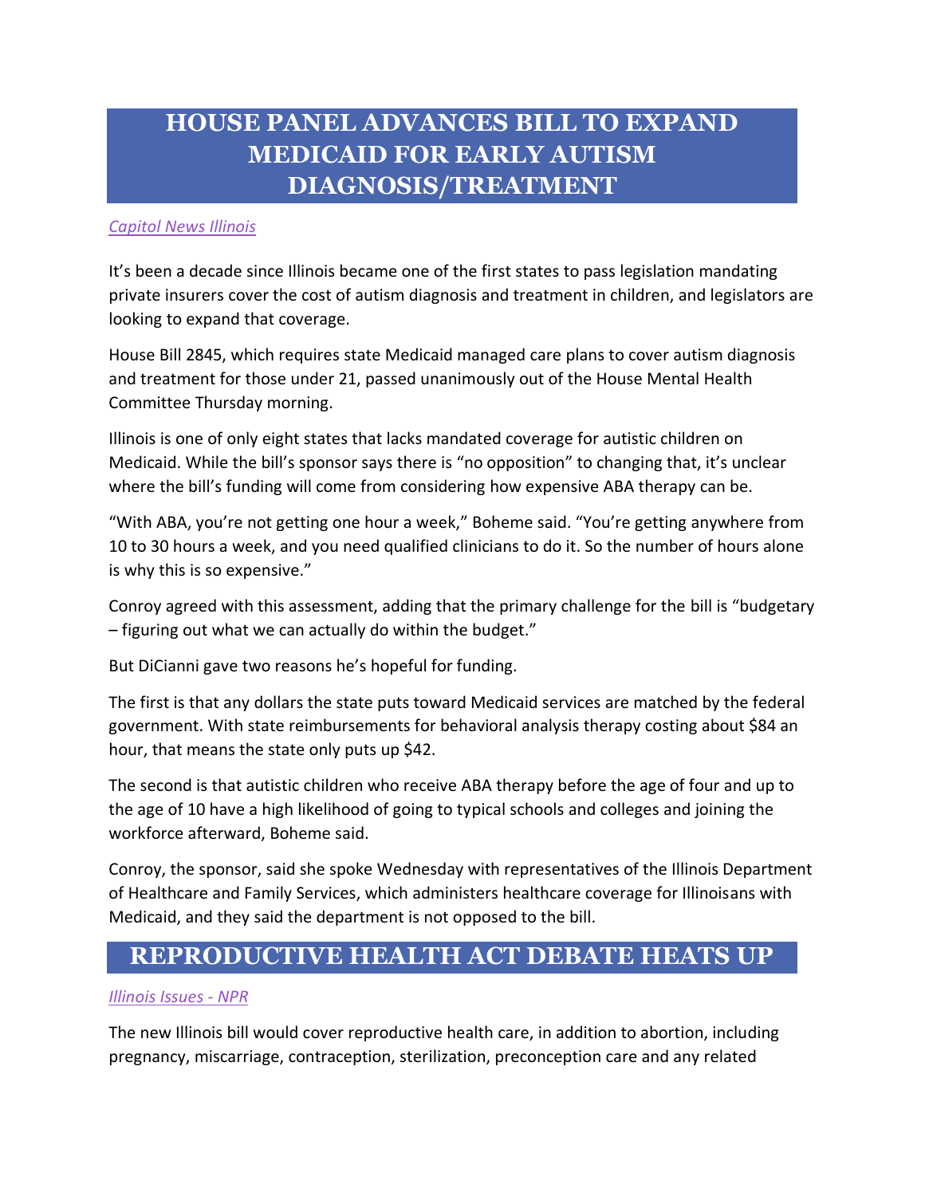# HOUSE PANEL ADVANCES BILL TO EXPAND MEDICAID FOR EARLY AUTISM DIAGNOSIS/TREATMENT

*Capitol News Illinois*

It's been a decade since Illinois became one of the first states to pass legislation mandating private insurers cover the cost of autism diagnosis and treatment in children, and legislators are looking to expand that coverage.

House Bill 2845, which requires state Medicaid managed care plans to cover autism diagnosis and treatment for those under 21, passed unanimously out of the House Mental Health Committee Thursday morning.

Illinois is one of only eight states that lacks mandated coverage for autistic children on Medicaid. While the bill's sponsor says there is "no opposition" to changing that, it's unclear where the bill's funding will come from considering how expensive ABA therapy can be.

"With ABA, you're not getting one hour a week," Boheme said. "You're getting anywhere from 10 to 30 hours a week, and you need qualified clinicians to do it. So the number of hours alone is why this is so expensive."

Conroy agreed with this assessment, adding that the primary challenge for the bill is "budgetary – figuring out what we can actually do within the budget."

But DiCianni gave two reasons he's hopeful for funding.

The first is that any dollars the state puts toward Medicaid services are matched by the federal government. With state reimbursements for behavioral analysis therapy costing about $84 an hour, that means the state only puts up $42.

The second is that autistic children who receive ABA therapy before the age of four and up to the age of 10 have a high likelihood of going to typical schools and colleges and joining the workforce afterward, Boheme said.

Conroy, the sponsor, said she spoke Wednesday with representatives of the Illinois Department of Healthcare and Family Services, which administers healthcare coverage for Illinoisans with Medicaid, and they said the department is not opposed to the bill.

# REPRODUCTIVE HEALTH ACT DEBATE HEATS UP

*Illinois Issues - NPR*

The new Illinois bill would cover reproductive health care, in addition to abortion, including pregnancy, miscarriage, contraception, sterilization, preconception care and any related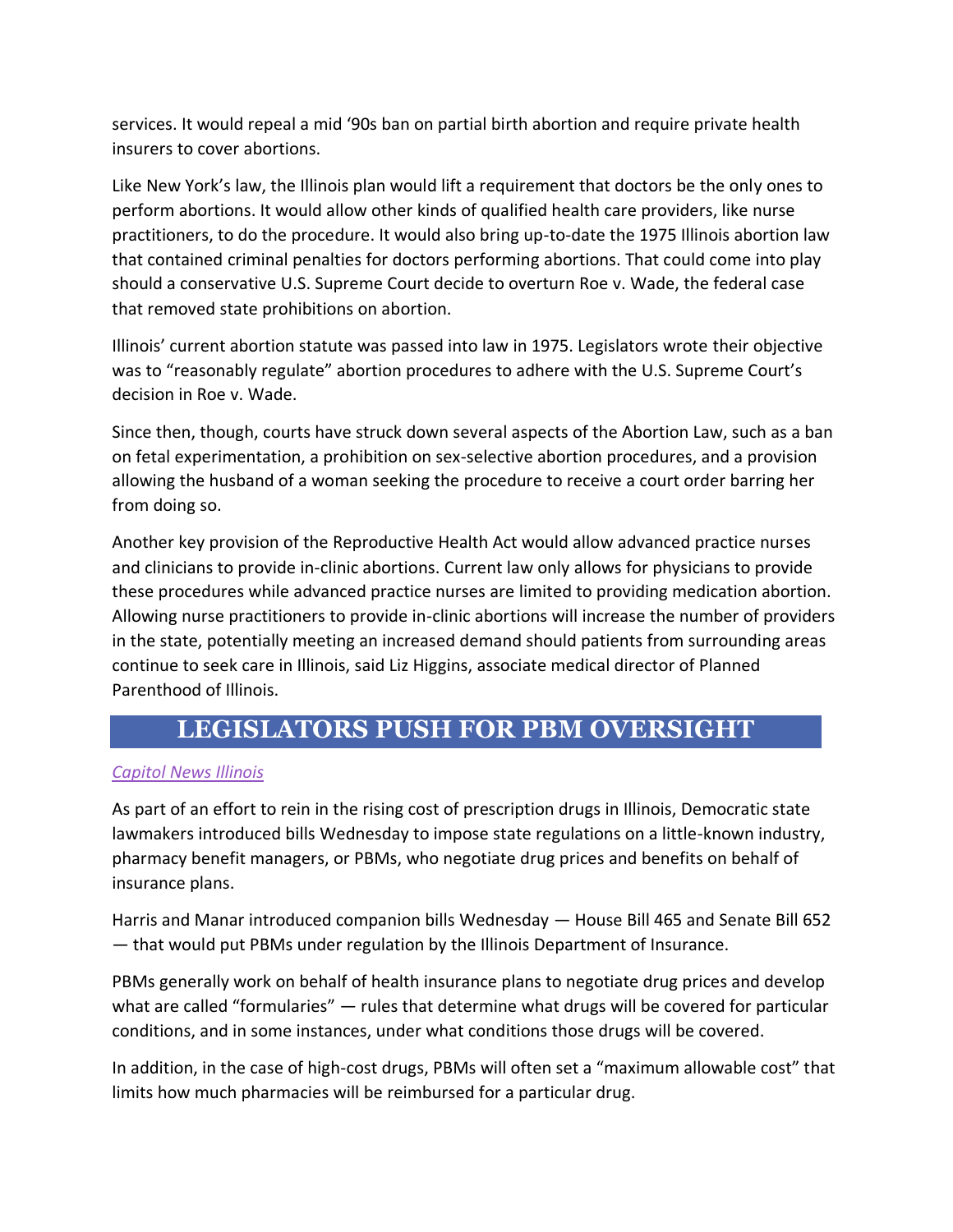services. It would repeal a mid '90s ban on partial birth abortion and require private health insurers to cover abortions.

Like New York's law, the Illinois plan would lift a requirement that doctors be the only ones to perform abortions. It would allow other kinds of qualified health care providers, like nurse practitioners, to do the procedure. It would also bring up-to-date the 1975 Illinois abortion law that contained criminal penalties for doctors performing abortions. That could come into play should a conservative U.S. Supreme Court decide to overturn Roe v. Wade, the federal case that removed state prohibitions on abortion.

Illinois' current abortion statute was passed into law in 1975. Legislators wrote their objective was to "reasonably regulate" abortion procedures to adhere with the U.S. Supreme Court's decision in Roe v. Wade.

Since then, though, courts have struck down several aspects of the Abortion Law, such as a ban on fetal experimentation, a prohibition on sex-selective abortion procedures, and a provision allowing the husband of a woman seeking the procedure to receive a court order barring her from doing so.

Another key provision of the Reproductive Health Act would allow advanced practice nurses and clinicians to provide in-clinic abortions. Current law only allows for physicians to provide these procedures while advanced practice nurses are limited to providing medication abortion. Allowing nurse practitioners to provide in-clinic abortions will increase the number of providers in the state, potentially meeting an increased demand should patients from surrounding areas continue to seek care in Illinois, said Liz Higgins, associate medical director of Planned Parenthood of Illinois.

## LEGISLATORS PUSH FOR PBM OVERSIGHT

*Capitol News Illinois*

As part of an effort to rein in the rising cost of prescription drugs in Illinois, Democratic state lawmakers introduced bills Wednesday to impose state regulations on a little-known industry, pharmacy benefit managers, or PBMs, who negotiate drug prices and benefits on behalf of insurance plans.

Harris and Manar introduced companion bills Wednesday — House Bill 465 and Senate Bill 652 — that would put PBMs under regulation by the Illinois Department of Insurance.

PBMs generally work on behalf of health insurance plans to negotiate drug prices and develop what are called "formularies" — rules that determine what drugs will be covered for particular conditions, and in some instances, under what conditions those drugs will be covered.

In addition, in the case of high-cost drugs, PBMs will often set a "maximum allowable cost" that limits how much pharmacies will be reimbursed for a particular drug.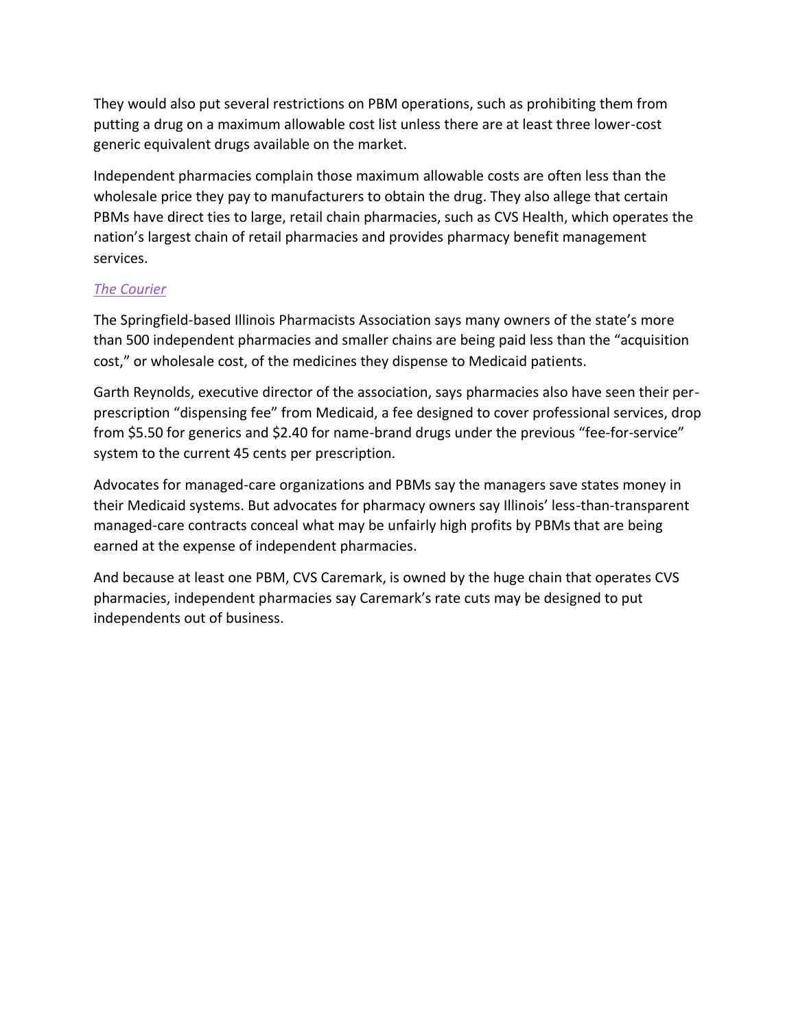They would also put several restrictions on PBM operations, such as prohibiting them from putting a drug on a maximum allowable cost list unless there are at least three lower-cost generic equivalent drugs available on the market.

Independent pharmacies complain those maximum allowable costs are often less than the wholesale price they pay to manufacturers to obtain the drug. They also allege that certain PBMs have direct ties to large, retail chain pharmacies, such as CVS Health, which operates the nation's largest chain of retail pharmacies and provides pharmacy benefit management services.

*The Courier*

The Springfield-based Illinois Pharmacists Association says many owners of the state's more than 500 independent pharmacies and smaller chains are being paid less than the "acquisition cost," or wholesale cost, of the medicines they dispense to Medicaid patients.

Garth Reynolds, executive director of the association, says pharmacies also have seen their per-prescription "dispensing fee" from Medicaid, a fee designed to cover professional services, drop from $5.50 for generics and $2.40 for name-brand drugs under the previous "fee-for-service" system to the current 45 cents per prescription.

Advocates for managed-care organizations and PBMs say the managers save states money in their Medicaid systems. But advocates for pharmacy owners say Illinois' less-than-transparent managed-care contracts conceal what may be unfairly high profits by PBMs that are being earned at the expense of independent pharmacies.

And because at least one PBM, CVS Caremark, is owned by the huge chain that operates CVS pharmacies, independent pharmacies say Caremark's rate cuts may be designed to put independents out of business.